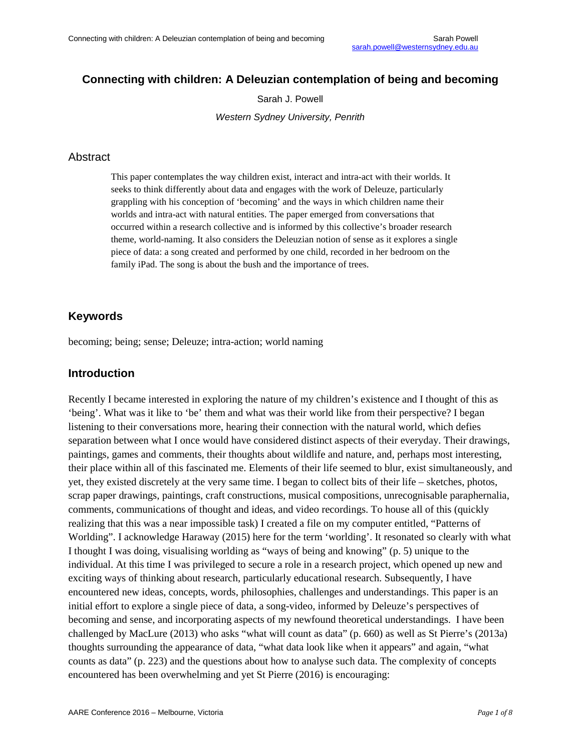# Connecting with children: A Deleuzian contemplation of being and becoming

Sarah J. Powell

*Western Sydney University, Penrith*

## Abstract

This paper contemplates the way children exist, interact and intra-act with their worlds. It seeks to think differently about data and engages with the work of Deleuze, particularly grappling with his conception of 'becoming' and the ways in which children name their worlds and intra-act with natural entities. The paper emerged from conversations that occurred within a research collective and is informed by this collective's broader research theme, world-naming. It also considers the Deleuzian notion of sense as it explores a single piece of data: a song created and performed by one child, recorded in her bedroom on the family iPad. The song is about the bush and the importance of trees.

## Keywords

becoming; being; sense; Deleuze; intra-action; world naming

## Introduction

Recently I became interested in exploring the nature of my children's existence and I thought of this as 'being'. What was it like to 'be' them and what was their world like from their perspective? I began listening to their conversations more, hearing their connection with the natural world, which defies separation between what I once would have considered distinct aspects of their everyday. Their drawings, paintings, games and comments, their thoughts about wildlife and nature, and, perhaps most interesting, their place within all of this fascinated me. Elements of their life seemed to blur, exist simultaneously, and yet, they existed discretely at the very same time. I began to collect bits of their life – sketches, photos, scrap paper drawings, paintings, craft constructions, musical compositions, unrecognisable paraphernalia, comments, communications of thought and ideas, and video recordings. To house all of this (quickly realizing that this was a near impossible task) I created a file on my computer entitled, "Patterns of Worlding". I acknowledge Haraway (2015) here for the term 'worlding'. It resonated so clearly with what I thought I was doing, visualising worlding as "ways of being and knowing" (p. 5) unique to the individual. At this time I was privileged to secure a role in a research project, which opened up new and exciting ways of thinking about research, particularly educational research. Subsequently, I have encountered new ideas, concepts, words, philosophies, challenges and understandings. This paper is an initial effort to explore a single piece of data, a song-video, informed by Deleuze's perspectives of becoming and sense, and incorporating aspects of my newfound theoretical understandings. I have been challenged by MacLure (2013) who asks "what will count as data" (p. 660) as well as St Pierre's (2013a) thoughts surrounding the appearance of data, "what data look like when it appears" and again, "what counts as data" (p. 223) and the questions about how to analyse such data. The complexity of concepts encountered has been overwhelming and yet St Pierre (2016) is encouraging: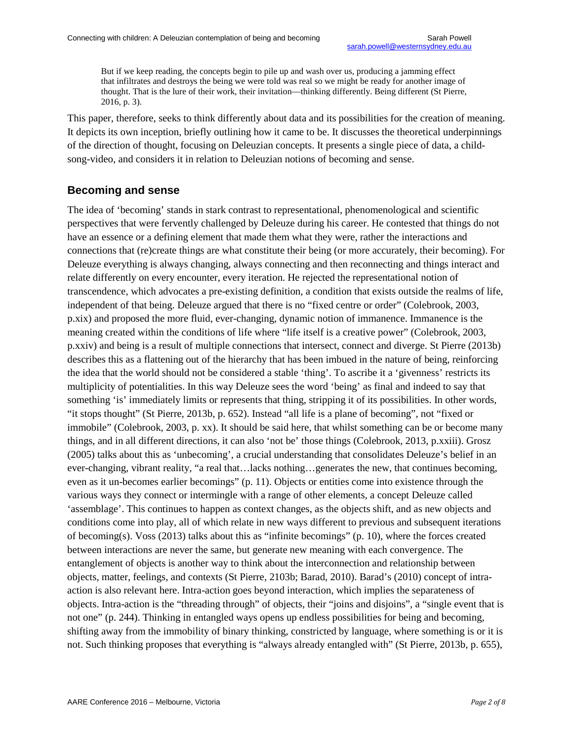> But if we keep reading, the concepts begin to pile up and wash over us, producing a jamming effect that infiltrates and destroys the being we were told was real so we might be ready for another image of thought. That is the lure of their work, their invitation—thinking differently. Being different (St Pierre, 2016, p. 3).

This paper, therefore, seeks to think differently about data and its possibilities for the creation of meaning. It depicts its own inception, briefly outlining how it came to be. It discusses the theoretical underpinnings of the direction of thought, focusing on Deleuzian concepts. It presents a single piece of data, a child-song-video, and considers it in relation to Deleuzian notions of becoming and sense.

## Becoming and sense

The idea of 'becoming' stands in stark contrast to representational, phenomenological and scientific perspectives that were fervently challenged by Deleuze during his career. He contested that things do not have an essence or a defining element that made them what they were, rather the interactions and connections that (re)create things are what constitute their being (or more accurately, their becoming). For Deleuze everything is always changing, always connecting and then reconnecting and things interact and relate differently on every encounter, every iteration. He rejected the representational notion of transcendence, which advocates a pre-existing definition, a condition that exists outside the realms of life, independent of that being. Deleuze argued that there is no "fixed centre or order" (Colebrook, 2003, p.xix) and proposed the more fluid, ever-changing, dynamic notion of immanence. Immanence is the meaning created within the conditions of life where "life itself is a creative power" (Colebrook, 2003, p.xxiv) and being is a result of multiple connections that intersect, connect and diverge. St Pierre (2013b) describes this as a flattening out of the hierarchy that has been imbued in the nature of being, reinforcing the idea that the world should not be considered a stable 'thing'. To ascribe it a 'givenness' restricts its multiplicity of potentialities. In this way Deleuze sees the word 'being' as final and indeed to say that something 'is' immediately limits or represents that thing, stripping it of its possibilities. In other words, "it stops thought" (St Pierre, 2013b, p. 652). Instead "all life is a plane of becoming", not "fixed or immobile" (Colebrook, 2003, p. xx). It should be said here, that whilst something can be or become many things, and in all different directions, it can also 'not be' those things (Colebrook, 2013, p.xxiii). Grosz (2005) talks about this as 'unbecoming', a crucial understanding that consolidates Deleuze's belief in an ever-changing, vibrant reality, "a real that…lacks nothing…generates the new, that continues becoming, even as it un-becomes earlier becomings" (p. 11). Objects or entities come into existence through the various ways they connect or intermingle with a range of other elements, a concept Deleuze called 'assemblage'. This continues to happen as context changes, as the objects shift, and as new objects and conditions come into play, all of which relate in new ways different to previous and subsequent iterations of becoming(s). Voss (2013) talks about this as "infinite becomings" (p. 10), where the forces created between interactions are never the same, but generate new meaning with each convergence. The entanglement of objects is another way to think about the interconnection and relationship between objects, matter, feelings, and contexts (St Pierre, 2103b; Barad, 2010). Barad's (2010) concept of intra-action is also relevant here. Intra-action goes beyond interaction, which implies the separateness of objects. Intra-action is the "threading through" of objects, their "joins and disjoins", a "single event that is not one" (p. 244). Thinking in entangled ways opens up endless possibilities for being and becoming, shifting away from the immobility of binary thinking, constricted by language, where something is or it is not. Such thinking proposes that everything is "always already entangled with" (St Pierre, 2013b, p. 655),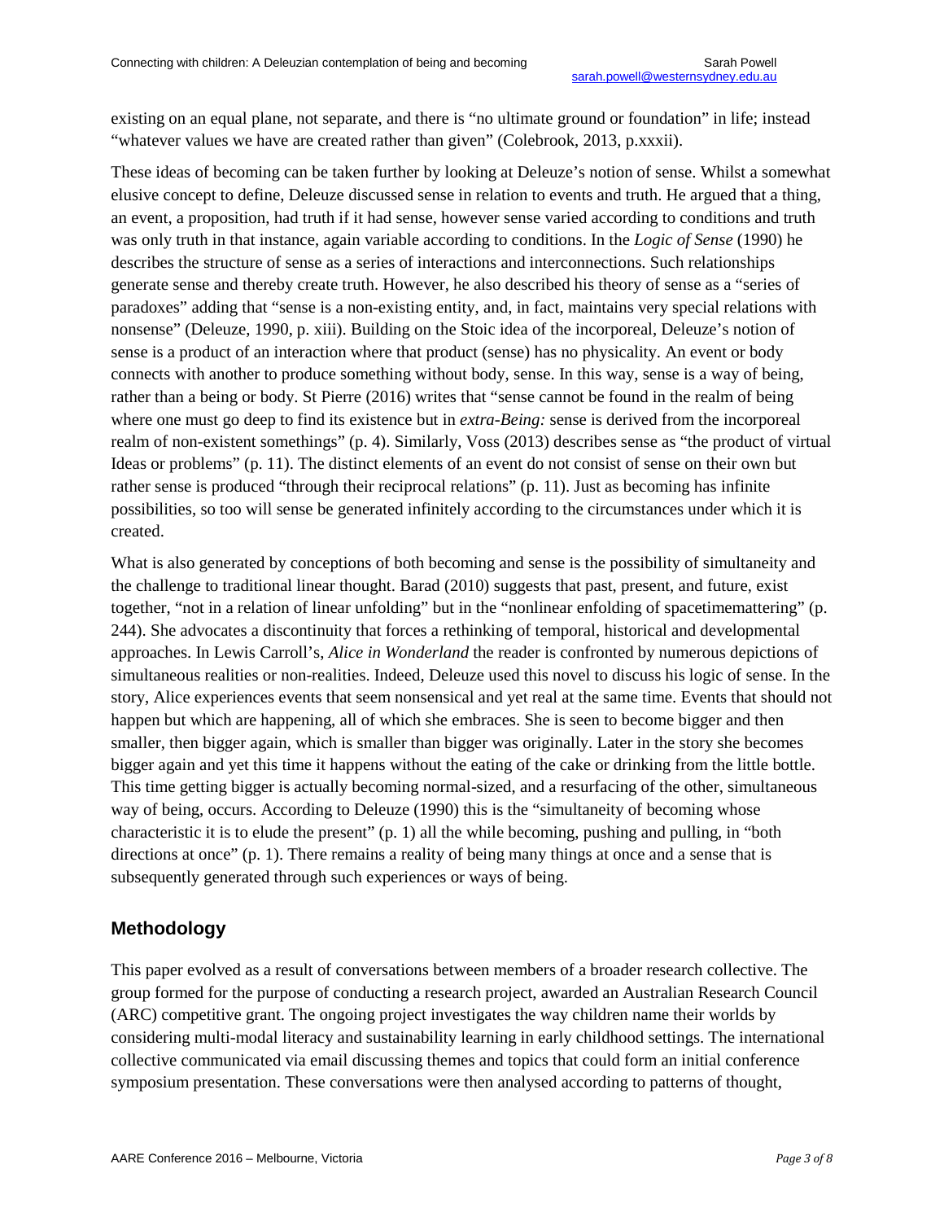existing on an equal plane, not separate, and there is "no ultimate ground or foundation" in life; instead "whatever values we have are created rather than given" (Colebrook, 2013, p.xxxii).

These ideas of becoming can be taken further by looking at Deleuze's notion of sense. Whilst a somewhat elusive concept to define, Deleuze discussed sense in relation to events and truth. He argued that a thing, an event, a proposition, had truth if it had sense, however sense varied according to conditions and truth was only truth in that instance, again variable according to conditions. In the *Logic of Sense* (1990) he describes the structure of sense as a series of interactions and interconnections. Such relationships generate sense and thereby create truth. However, he also described his theory of sense as a "series of paradoxes" adding that "sense is a non-existing entity, and, in fact, maintains very special relations with nonsense" (Deleuze, 1990, p. xiii). Building on the Stoic idea of the incorporeal, Deleuze's notion of sense is a product of an interaction where that product (sense) has no physicality. An event or body connects with another to produce something without body, sense. In this way, sense is a way of being, rather than a being or body. St Pierre (2016) writes that "sense cannot be found in the realm of being where one must go deep to find its existence but in *extra-Being:* sense is derived from the incorporeal realm of non-existent somethings" (p. 4). Similarly, Voss (2013) describes sense as "the product of virtual Ideas or problems" (p. 11). The distinct elements of an event do not consist of sense on their own but rather sense is produced "through their reciprocal relations" (p. 11). Just as becoming has infinite possibilities, so too will sense be generated infinitely according to the circumstances under which it is created.

What is also generated by conceptions of both becoming and sense is the possibility of simultaneity and the challenge to traditional linear thought. Barad (2010) suggests that past, present, and future, exist together, "not in a relation of linear unfolding" but in the "nonlinear enfolding of spacetimemattering" (p. 244). She advocates a discontinuity that forces a rethinking of temporal, historical and developmental approaches. In Lewis Carroll's, *Alice in Wonderland* the reader is confronted by numerous depictions of simultaneous realities or non-realities. Indeed, Deleuze used this novel to discuss his logic of sense. In the story, Alice experiences events that seem nonsensical and yet real at the same time. Events that should not happen but which are happening, all of which she embraces. She is seen to become bigger and then smaller, then bigger again, which is smaller than bigger was originally. Later in the story she becomes bigger again and yet this time it happens without the eating of the cake or drinking from the little bottle. This time getting bigger is actually becoming normal-sized, and a resurfacing of the other, simultaneous way of being, occurs. According to Deleuze (1990) this is the "simultaneity of becoming whose characteristic it is to elude the present" (p. 1) all the while becoming, pushing and pulling, in "both directions at once" (p. 1). There remains a reality of being many things at once and a sense that is subsequently generated through such experiences or ways of being.

## Methodology

This paper evolved as a result of conversations between members of a broader research collective. The group formed for the purpose of conducting a research project, awarded an Australian Research Council (ARC) competitive grant. The ongoing project investigates the way children name their worlds by considering multi-modal literacy and sustainability learning in early childhood settings. The international collective communicated via email discussing themes and topics that could form an initial conference symposium presentation. These conversations were then analysed according to patterns of thought,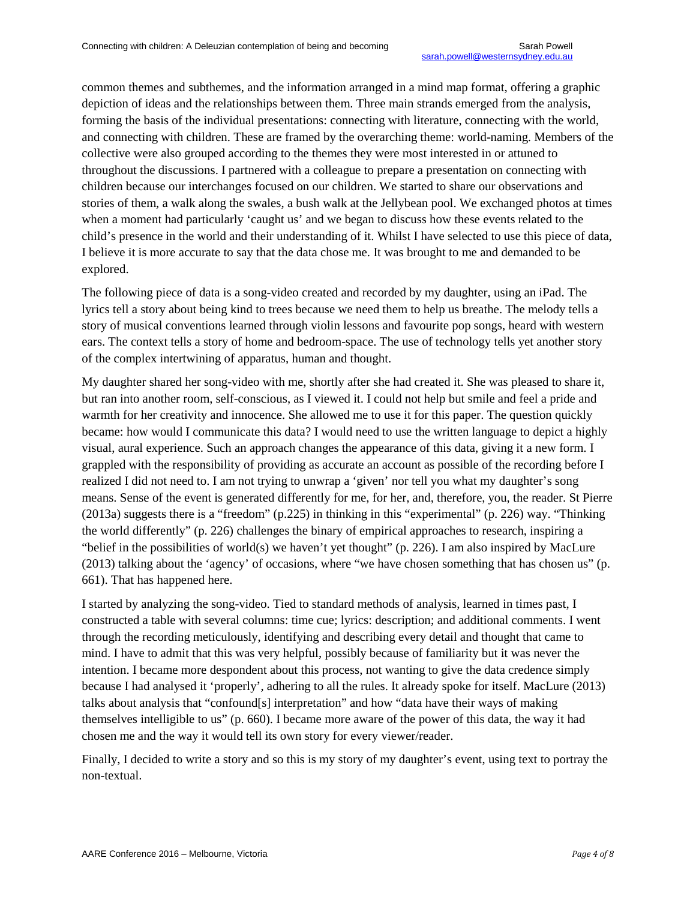common themes and subthemes, and the information arranged in a mind map format, offering a graphic depiction of ideas and the relationships between them. Three main strands emerged from the analysis, forming the basis of the individual presentations: connecting with literature, connecting with the world, and connecting with children. These are framed by the overarching theme: world-naming. Members of the collective were also grouped according to the themes they were most interested in or attuned to throughout the discussions. I partnered with a colleague to prepare a presentation on connecting with children because our interchanges focused on our children. We started to share our observations and stories of them, a walk along the swales, a bush walk at the Jellybean pool. We exchanged photos at times when a moment had particularly 'caught us' and we began to discuss how these events related to the child's presence in the world and their understanding of it. Whilst I have selected to use this piece of data, I believe it is more accurate to say that the data chose me. It was brought to me and demanded to be explored.

The following piece of data is a song-video created and recorded by my daughter, using an iPad. The lyrics tell a story about being kind to trees because we need them to help us breathe. The melody tells a story of musical conventions learned through violin lessons and favourite pop songs, heard with western ears. The context tells a story of home and bedroom-space. The use of technology tells yet another story of the complex intertwining of apparatus, human and thought.

My daughter shared her song-video with me, shortly after she had created it. She was pleased to share it, but ran into another room, self-conscious, as I viewed it. I could not help but smile and feel a pride and warmth for her creativity and innocence. She allowed me to use it for this paper. The question quickly became: how would I communicate this data? I would need to use the written language to depict a highly visual, aural experience. Such an approach changes the appearance of this data, giving it a new form. I grappled with the responsibility of providing as accurate an account as possible of the recording before I realized I did not need to. I am not trying to unwrap a 'given' nor tell you what my daughter's song means. Sense of the event is generated differently for me, for her, and, therefore, you, the reader. St Pierre (2013a) suggests there is a "freedom" (p.225) in thinking in this "experimental" (p. 226) way. "Thinking the world differently" (p. 226) challenges the binary of empirical approaches to research, inspiring a "belief in the possibilities of world(s) we haven't yet thought" (p. 226). I am also inspired by MacLure (2013) talking about the 'agency' of occasions, where "we have chosen something that has chosen us" (p. 661). That has happened here.

I started by analyzing the song-video. Tied to standard methods of analysis, learned in times past, I constructed a table with several columns: time cue; lyrics: description; and additional comments. I went through the recording meticulously, identifying and describing every detail and thought that came to mind. I have to admit that this was very helpful, possibly because of familiarity but it was never the intention. I became more despondent about this process, not wanting to give the data credence simply because I had analysed it 'properly', adhering to all the rules. It already spoke for itself. MacLure (2013) talks about analysis that "confound[s] interpretation" and how "data have their ways of making themselves intelligible to us" (p. 660). I became more aware of the power of this data, the way it had chosen me and the way it would tell its own story for every viewer/reader.

Finally, I decided to write a story and so this is my story of my daughter's event, using text to portray the non-textual.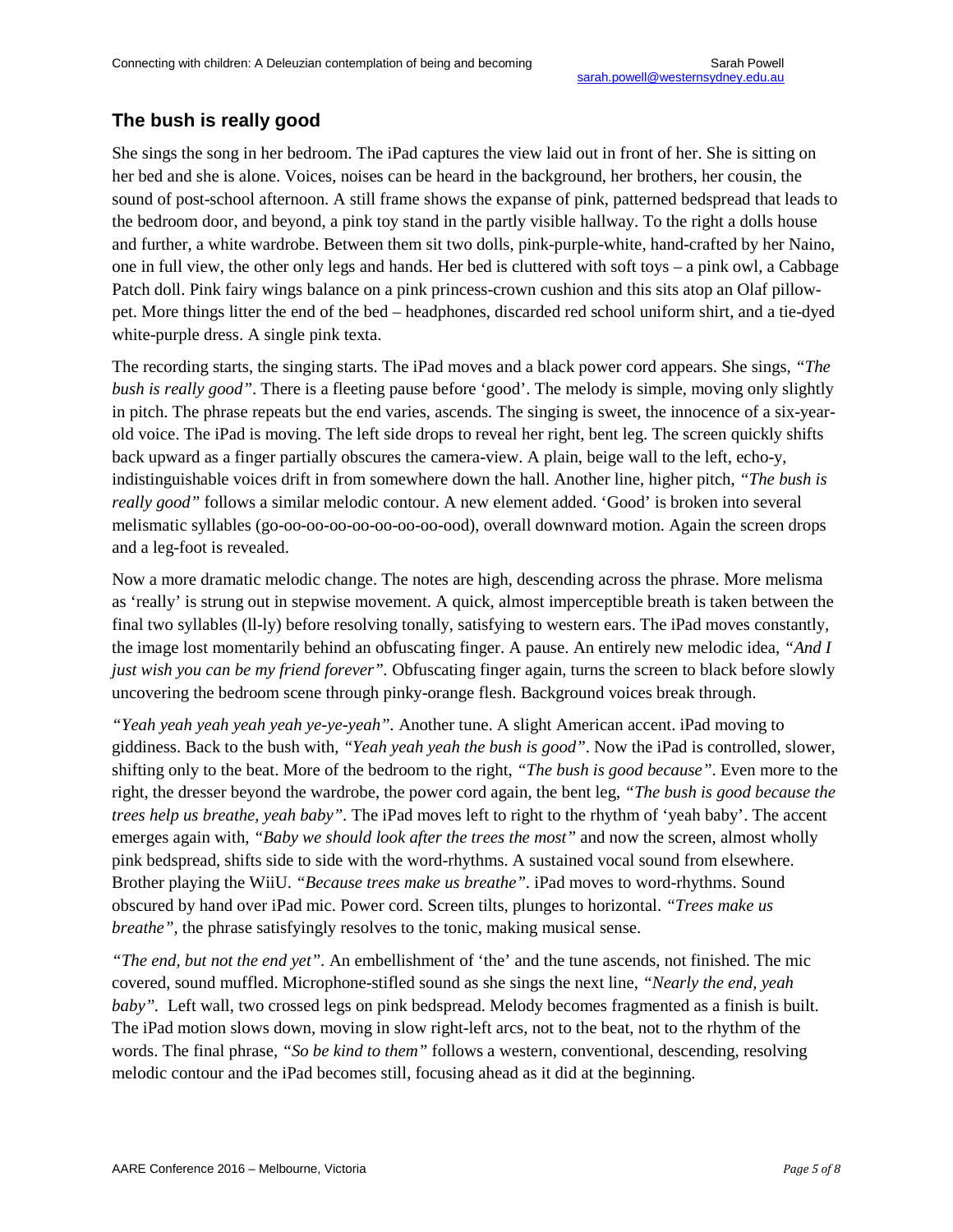## The bush is really good

She sings the song in her bedroom. The iPad captures the view laid out in front of her. She is sitting on her bed and she is alone. Voices, noises can be heard in the background, her brothers, her cousin, the sound of post-school afternoon. A still frame shows the expanse of pink, patterned bedspread that leads to the bedroom door, and beyond, a pink toy stand in the partly visible hallway. To the right a dolls house and further, a white wardrobe. Between them sit two dolls, pink-purple-white, hand-crafted by her Naino, one in full view, the other only legs and hands. Her bed is cluttered with soft toys – a pink owl, a Cabbage Patch doll. Pink fairy wings balance on a pink princess-crown cushion and this sits atop an Olaf pillow-pet. More things litter the end of the bed – headphones, discarded red school uniform shirt, and a tie-dyed white-purple dress. A single pink texta.

The recording starts, the singing starts. The iPad moves and a black power cord appears. She sings, *"The bush is really good"*. There is a fleeting pause before 'good'. The melody is simple, moving only slightly in pitch. The phrase repeats but the end varies, ascends. The singing is sweet, the innocence of a six-year-old voice. The iPad is moving. The left side drops to reveal her right, bent leg. The screen quickly shifts back upward as a finger partially obscures the camera-view. A plain, beige wall to the left, echo-y, indistinguishable voices drift in from somewhere down the hall. Another line, higher pitch, *"The bush is really good"* follows a similar melodic contour. A new element added. 'Good' is broken into several melismatic syllables (go-oo-oo-oo-oo-oo-oo-ood), overall downward motion. Again the screen drops and a leg-foot is revealed.

Now a more dramatic melodic change. The notes are high, descending across the phrase. More melisma as 'really' is strung out in stepwise movement. A quick, almost imperceptible breath is taken between the final two syllables (ll-ly) before resolving tonally, satisfying to western ears. The iPad moves constantly, the image lost momentarily behind an obfuscating finger. A pause. An entirely new melodic idea, *"And I just wish you can be my friend forever"*. Obfuscating finger again, turns the screen to black before slowly uncovering the bedroom scene through pinky-orange flesh. Background voices break through.

*"Yeah yeah yeah yeah yeah ye-ye-yeah"*. Another tune. A slight American accent. iPad moving to giddiness. Back to the bush with, *"Yeah yeah yeah the bush is good"*. Now the iPad is controlled, slower, shifting only to the beat. More of the bedroom to the right, *"The bush is good because"*. Even more to the right, the dresser beyond the wardrobe, the power cord again, the bent leg, *"The bush is good because the trees help us breathe, yeah baby"*. The iPad moves left to right to the rhythm of 'yeah baby'. The accent emerges again with, *"Baby we should look after the trees the most"* and now the screen, almost wholly pink bedspread, shifts side to side with the word-rhythms. A sustained vocal sound from elsewhere. Brother playing the WiiU. *"Because trees make us breathe"*. iPad moves to word-rhythms. Sound obscured by hand over iPad mic. Power cord. Screen tilts, plunges to horizontal. *"Trees make us breathe"*, the phrase satisfyingly resolves to the tonic, making musical sense.

*"The end, but not the end yet"*. An embellishment of 'the' and the tune ascends, not finished. The mic covered, sound muffled. Microphone-stifled sound as she sings the next line, *"Nearly the end, yeah baby"*. Left wall, two crossed legs on pink bedspread. Melody becomes fragmented as a finish is built. The iPad motion slows down, moving in slow right-left arcs, not to the beat, not to the rhythm of the words. The final phrase, *"So be kind to them"* follows a western, conventional, descending, resolving melodic contour and the iPad becomes still, focusing ahead as it did at the beginning.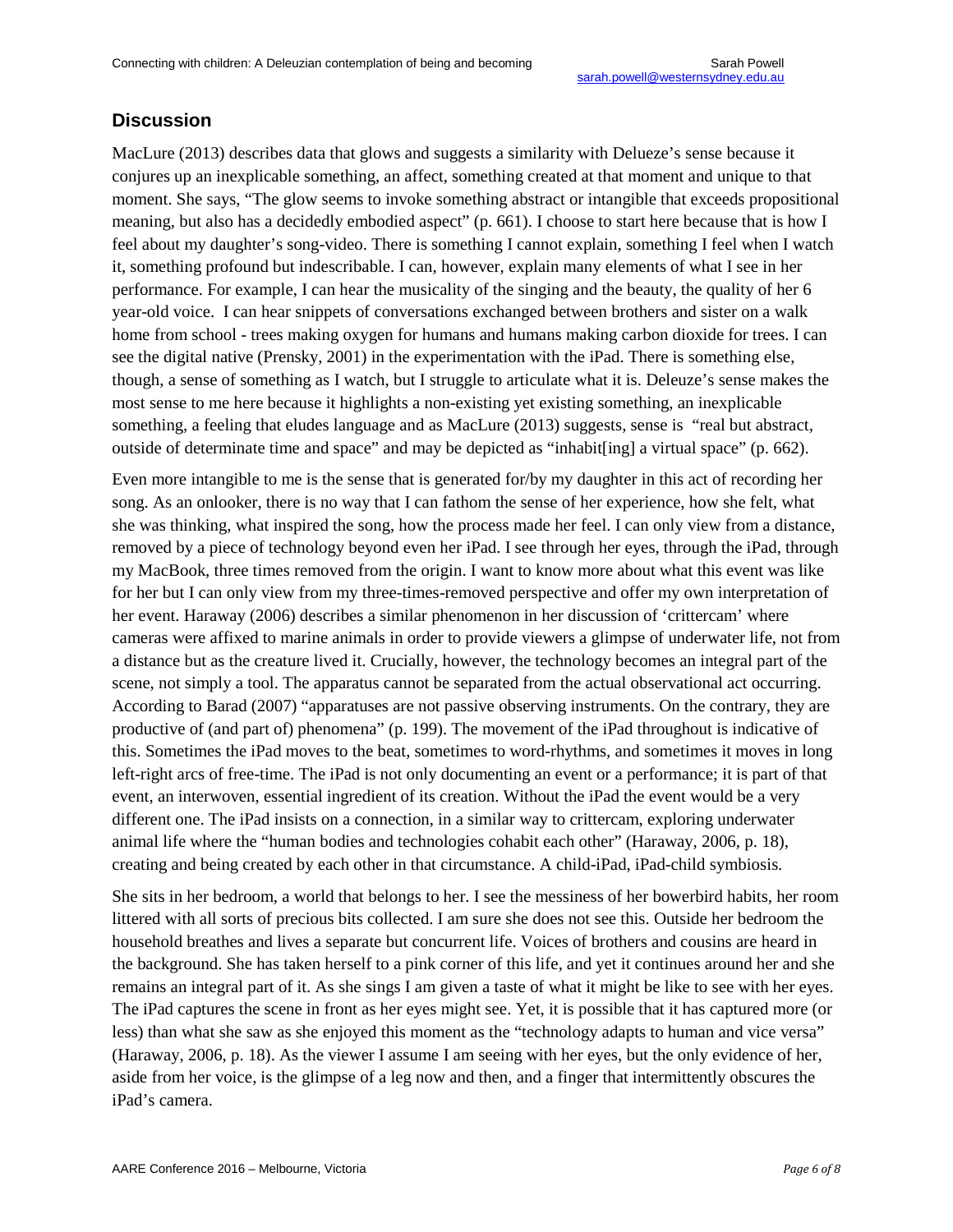## Discussion

MacLure (2013) describes data that glows and suggests a similarity with Delueze's sense because it conjures up an inexplicable something, an affect, something created at that moment and unique to that moment. She says, "The glow seems to invoke something abstract or intangible that exceeds propositional meaning, but also has a decidedly embodied aspect" (p. 661). I choose to start here because that is how I feel about my daughter's song-video. There is something I cannot explain, something I feel when I watch it, something profound but indescribable. I can, however, explain many elements of what I see in her performance. For example, I can hear the musicality of the singing and the beauty, the quality of her 6 year-old voice. I can hear snippets of conversations exchanged between brothers and sister on a walk home from school - trees making oxygen for humans and humans making carbon dioxide for trees. I can see the digital native (Prensky, 2001) in the experimentation with the iPad. There is something else, though, a sense of something as I watch, but I struggle to articulate what it is. Deleuze's sense makes the most sense to me here because it highlights a non-existing yet existing something, an inexplicable something, a feeling that eludes language and as MacLure (2013) suggests, sense is "real but abstract, outside of determinate time and space" and may be depicted as "inhabit[ing] a virtual space" (p. 662).

Even more intangible to me is the sense that is generated for/by my daughter in this act of recording her song. As an onlooker, there is no way that I can fathom the sense of her experience, how she felt, what she was thinking, what inspired the song, how the process made her feel. I can only view from a distance, removed by a piece of technology beyond even her iPad. I see through her eyes, through the iPad, through my MacBook, three times removed from the origin. I want to know more about what this event was like for her but I can only view from my three-times-removed perspective and offer my own interpretation of her event. Haraway (2006) describes a similar phenomenon in her discussion of 'crittercam' where cameras were affixed to marine animals in order to provide viewers a glimpse of underwater life, not from a distance but as the creature lived it. Crucially, however, the technology becomes an integral part of the scene, not simply a tool. The apparatus cannot be separated from the actual observational act occurring. According to Barad (2007) "apparatuses are not passive observing instruments. On the contrary, they are productive of (and part of) phenomena" (p. 199). The movement of the iPad throughout is indicative of this. Sometimes the iPad moves to the beat, sometimes to word-rhythms, and sometimes it moves in long left-right arcs of free-time. The iPad is not only documenting an event or a performance; it is part of that event, an interwoven, essential ingredient of its creation. Without the iPad the event would be a very different one. The iPad insists on a connection, in a similar way to crittercam, exploring underwater animal life where the "human bodies and technologies cohabit each other" (Haraway, 2006, p. 18), creating and being created by each other in that circumstance. A child-iPad, iPad-child symbiosis.

She sits in her bedroom, a world that belongs to her. I see the messiness of her bowerbird habits, her room littered with all sorts of precious bits collected. I am sure she does not see this. Outside her bedroom the household breathes and lives a separate but concurrent life. Voices of brothers and cousins are heard in the background. She has taken herself to a pink corner of this life, and yet it continues around her and she remains an integral part of it. As she sings I am given a taste of what it might be like to see with her eyes. The iPad captures the scene in front as her eyes might see. Yet, it is possible that it has captured more (or less) than what she saw as she enjoyed this moment as the "technology adapts to human and vice versa" (Haraway, 2006, p. 18). As the viewer I assume I am seeing with her eyes, but the only evidence of her, aside from her voice, is the glimpse of a leg now and then, and a finger that intermittently obscures the iPad's camera.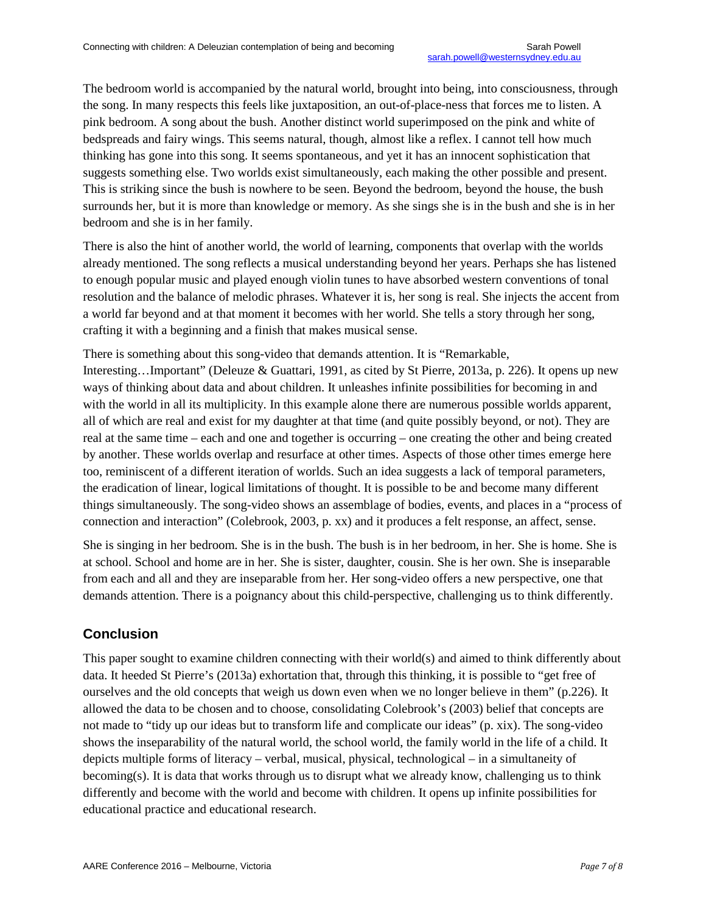The bedroom world is accompanied by the natural world, brought into being, into consciousness, through the song. In many respects this feels like juxtaposition, an out-of-place-ness that forces me to listen. A pink bedroom. A song about the bush. Another distinct world superimposed on the pink and white of bedspreads and fairy wings. This seems natural, though, almost like a reflex. I cannot tell how much thinking has gone into this song. It seems spontaneous, and yet it has an innocent sophistication that suggests something else. Two worlds exist simultaneously, each making the other possible and present. This is striking since the bush is nowhere to be seen. Beyond the bedroom, beyond the house, the bush surrounds her, but it is more than knowledge or memory. As she sings she is in the bush and she is in her bedroom and she is in her family.

There is also the hint of another world, the world of learning, components that overlap with the worlds already mentioned. The song reflects a musical understanding beyond her years. Perhaps she has listened to enough popular music and played enough violin tunes to have absorbed western conventions of tonal resolution and the balance of melodic phrases. Whatever it is, her song is real. She injects the accent from a world far beyond and at that moment it becomes with her world. She tells a story through her song, crafting it with a beginning and a finish that makes musical sense.

There is something about this song-video that demands attention. It is "Remarkable, Interesting…Important" (Deleuze & Guattari, 1991, as cited by St Pierre, 2013a, p. 226). It opens up new ways of thinking about data and about children. It unleashes infinite possibilities for becoming in and with the world in all its multiplicity. In this example alone there are numerous possible worlds apparent, all of which are real and exist for my daughter at that time (and quite possibly beyond, or not). They are real at the same time – each and one and together is occurring – one creating the other and being created by another. These worlds overlap and resurface at other times. Aspects of those other times emerge here too, reminiscent of a different iteration of worlds. Such an idea suggests a lack of temporal parameters, the eradication of linear, logical limitations of thought. It is possible to be and become many different things simultaneously. The song-video shows an assemblage of bodies, events, and places in a "process of connection and interaction" (Colebrook, 2003, p. xx) and it produces a felt response, an affect, sense.

She is singing in her bedroom. She is in the bush. The bush is in her bedroom, in her. She is home. She is at school. School and home are in her. She is sister, daughter, cousin. She is her own. She is inseparable from each and all and they are inseparable from her. Her song-video offers a new perspective, one that demands attention. There is a poignancy about this child-perspective, challenging us to think differently.

## Conclusion

This paper sought to examine children connecting with their world(s) and aimed to think differently about data. It heeded St Pierre's (2013a) exhortation that, through this thinking, it is possible to "get free of ourselves and the old concepts that weigh us down even when we no longer believe in them" (p.226). It allowed the data to be chosen and to choose, consolidating Colebrook's (2003) belief that concepts are not made to "tidy up our ideas but to transform life and complicate our ideas" (p. xix). The song-video shows the inseparability of the natural world, the school world, the family world in the life of a child. It depicts multiple forms of literacy – verbal, musical, physical, technological – in a simultaneity of becoming(s). It is data that works through us to disrupt what we already know, challenging us to think differently and become with the world and become with children. It opens up infinite possibilities for educational practice and educational research.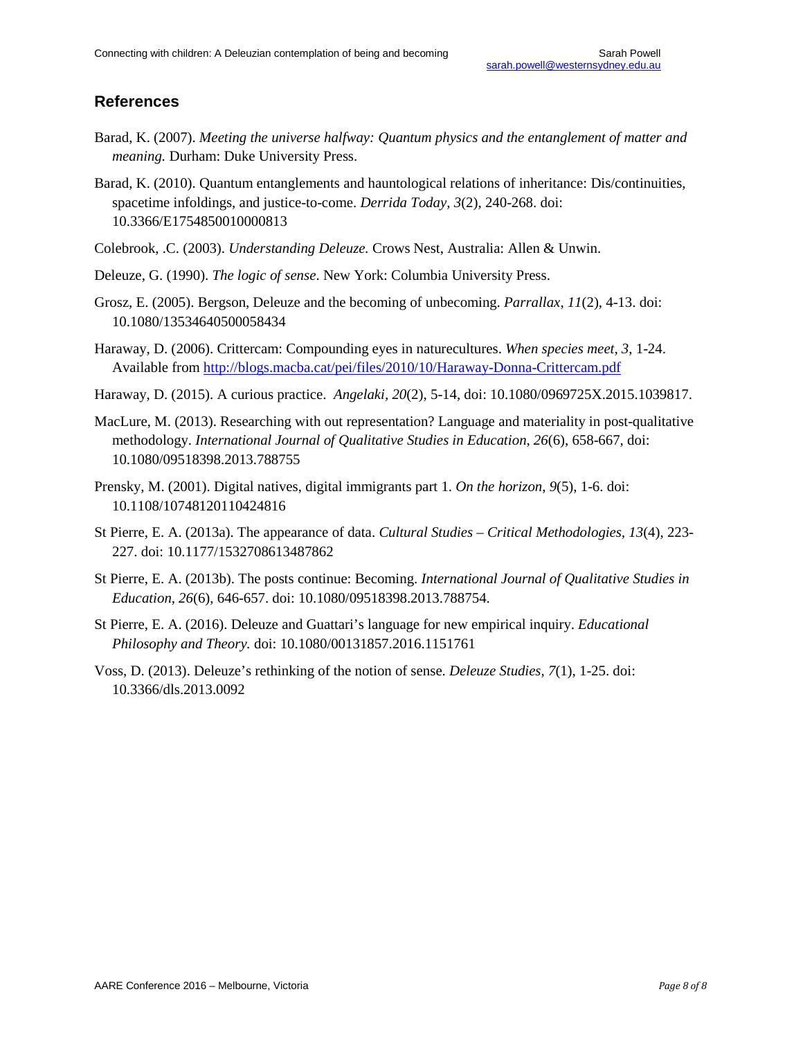## References

Barad, K. (2007). *Meeting the universe halfway: Quantum physics and the entanglement of matter and meaning.* Durham: Duke University Press.

Barad, K. (2010). Quantum entanglements and hauntological relations of inheritance: Dis/continuities, spacetime infoldings, and justice-to-come. *Derrida Today, 3*(2), 240-268. doi: 10.3366/E1754850010000813

Colebrook, .C. (2003). *Understanding Deleuze.* Crows Nest, Australia: Allen & Unwin.

Deleuze, G. (1990). *The logic of sense*. New York: Columbia University Press.

Grosz, E. (2005). Bergson, Deleuze and the becoming of unbecoming. *Parrallax, 11*(2), 4-13. doi: 10.1080/13534640500058434

Haraway, D. (2006). Crittercam: Compounding eyes in naturecultures. *When species meet, 3*, 1-24. Available from http://blogs.macba.cat/pei/files/2010/10/Haraway-Donna-Crittercam.pdf

Haraway, D. (2015). A curious practice. *Angelaki, 20*(2), 5-14, doi: 10.1080/0969725X.2015.1039817.

MacLure, M. (2013). Researching with out representation? Language and materiality in post-qualitative methodology. *International Journal of Qualitative Studies in Education, 26*(6), 658-667, doi: 10.1080/09518398.2013.788755

Prensky, M. (2001). Digital natives, digital immigrants part 1. *On the horizon, 9*(5), 1-6. doi: 10.1108/10748120110424816

St Pierre, E. A. (2013a). The appearance of data. *Cultural Studies – Critical Methodologies, 13*(4), 223-227. doi: 10.1177/1532708613487862

St Pierre, E. A. (2013b). The posts continue: Becoming. *International Journal of Qualitative Studies in Education, 26*(6), 646-657. doi: 10.1080/09518398.2013.788754.

St Pierre, E. A. (2016). Deleuze and Guattari's language for new empirical inquiry. *Educational Philosophy and Theory.* doi: 10.1080/00131857.2016.1151761

Voss, D. (2013). Deleuze's rethinking of the notion of sense. *Deleuze Studies, 7*(1), 1-25. doi: 10.3366/dls.2013.0092